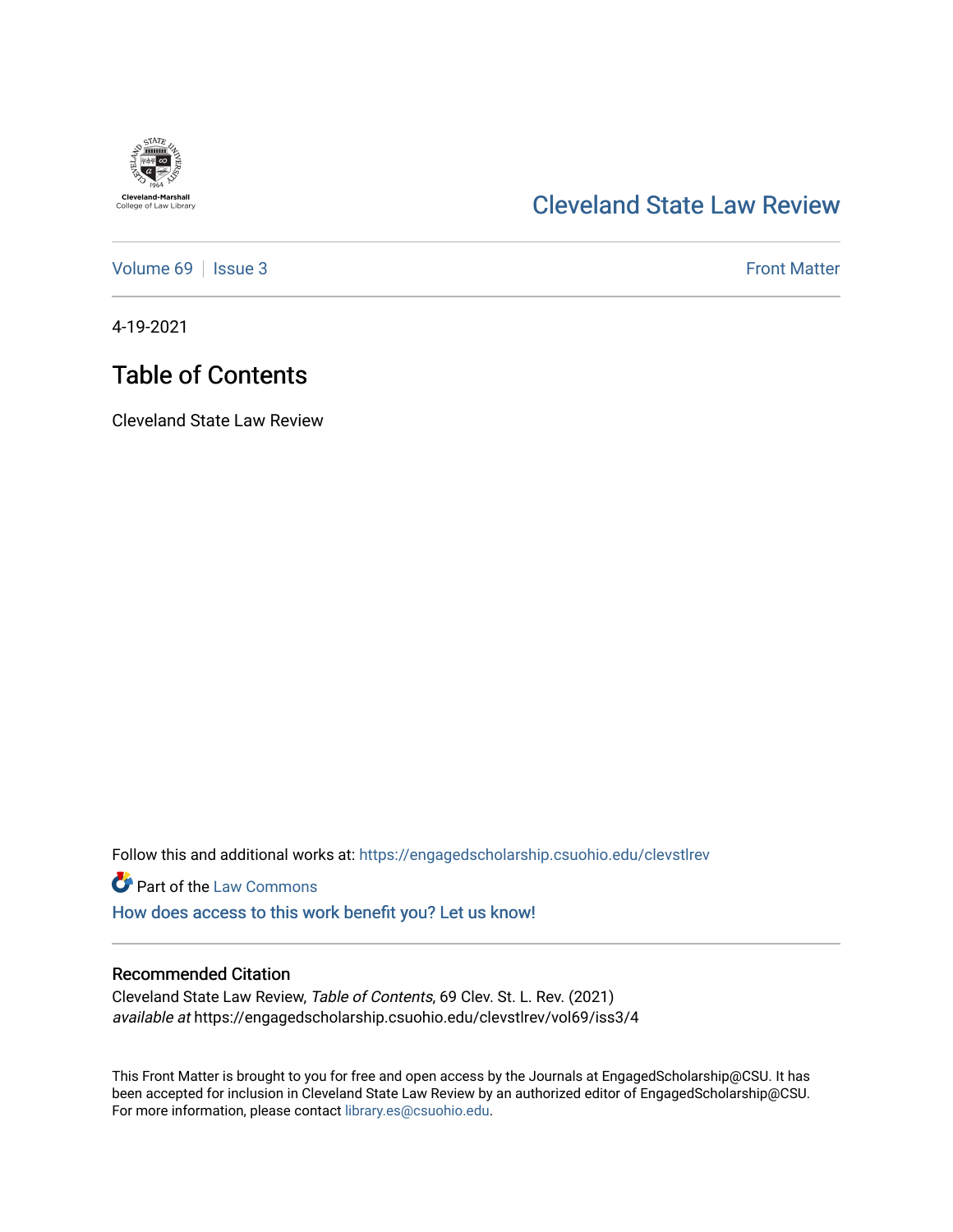Cleveland-Marshall College of Law Library

Cleveland State Law Review

Volume 69 | Issue 3 Front Matter

4-19-2021

# Table of Contents

Cleveland State Law Review

Follow this and additional works at: https://engagedscholarship.csuohio.edu/clevstlrev

Part of the Law Commons

How does access to this work benefit you? Let us know!

## Recommended Citation

Cleveland State Law Review, *Table of Contents*, 69 Clev. St. L. Rev. (2021)
*available at* https://engagedscholarship.csuohio.edu/clevstlrev/vol69/iss3/4

This Front Matter is brought to you for free and open access by the Journals at EngagedScholarship@CSU. It has been accepted for inclusion in Cleveland State Law Review by an authorized editor of EngagedScholarship@CSU. For more information, please contact library.es@csuohio.edu.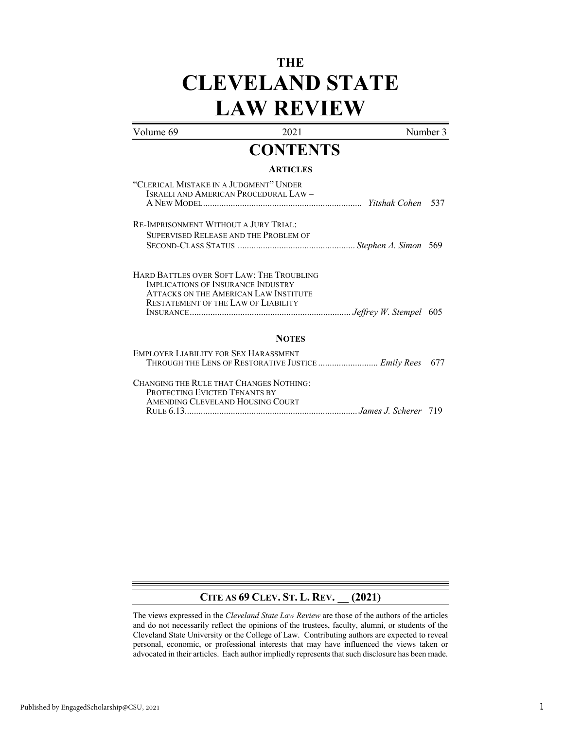# THE CLEVELAND STATE LAW REVIEW

Volume 69 | 2021 | Number 3

## CONTENTS

### ARTICLES

"CLERICAL MISTAKE IN A JUDGMENT" UNDER ISRAELI AND AMERICAN PROCEDURAL LAW – A NEW MODEL ........................................ *Yitshak Cohen* 537

RE-IMPRISONMENT WITHOUT A JURY TRIAL: SUPERVISED RELEASE AND THE PROBLEM OF SECOND-CLASS STATUS ........................................ *Stephen A. Simon* 569

HARD BATTLES OVER SOFT LAW: THE TROUBLING IMPLICATIONS OF INSURANCE INDUSTRY ATTACKS ON THE AMERICAN LAW INSTITUTE RESTATEMENT OF THE LAW OF LIABILITY INSURANCE ........................................ *Jeffrey W. Stempel* 605

### NOTES

EMPLOYER LIABILITY FOR SEX HARASSMENT THROUGH THE LENS OF RESTORATIVE JUSTICE ........................................ *Emily Rees* 677

CHANGING THE RULE THAT CHANGES NOTHING: PROTECTING EVICTED TENANTS BY AMENDING CLEVELAND HOUSING COURT RULE 6.13 ........................................ *James J. Scherer* 719

**CITE AS 69 CLEV. ST. L. REV. __ (2021)**

The views expressed in the *Cleveland State Law Review* are those of the authors of the articles and do not necessarily reflect the opinions of the trustees, faculty, alumni, or students of the Cleveland State University or the College of Law. Contributing authors are expected to reveal personal, economic, or professional interests that may have influenced the views taken or advocated in their articles. Each author impliedly represents that such disclosure has been made.